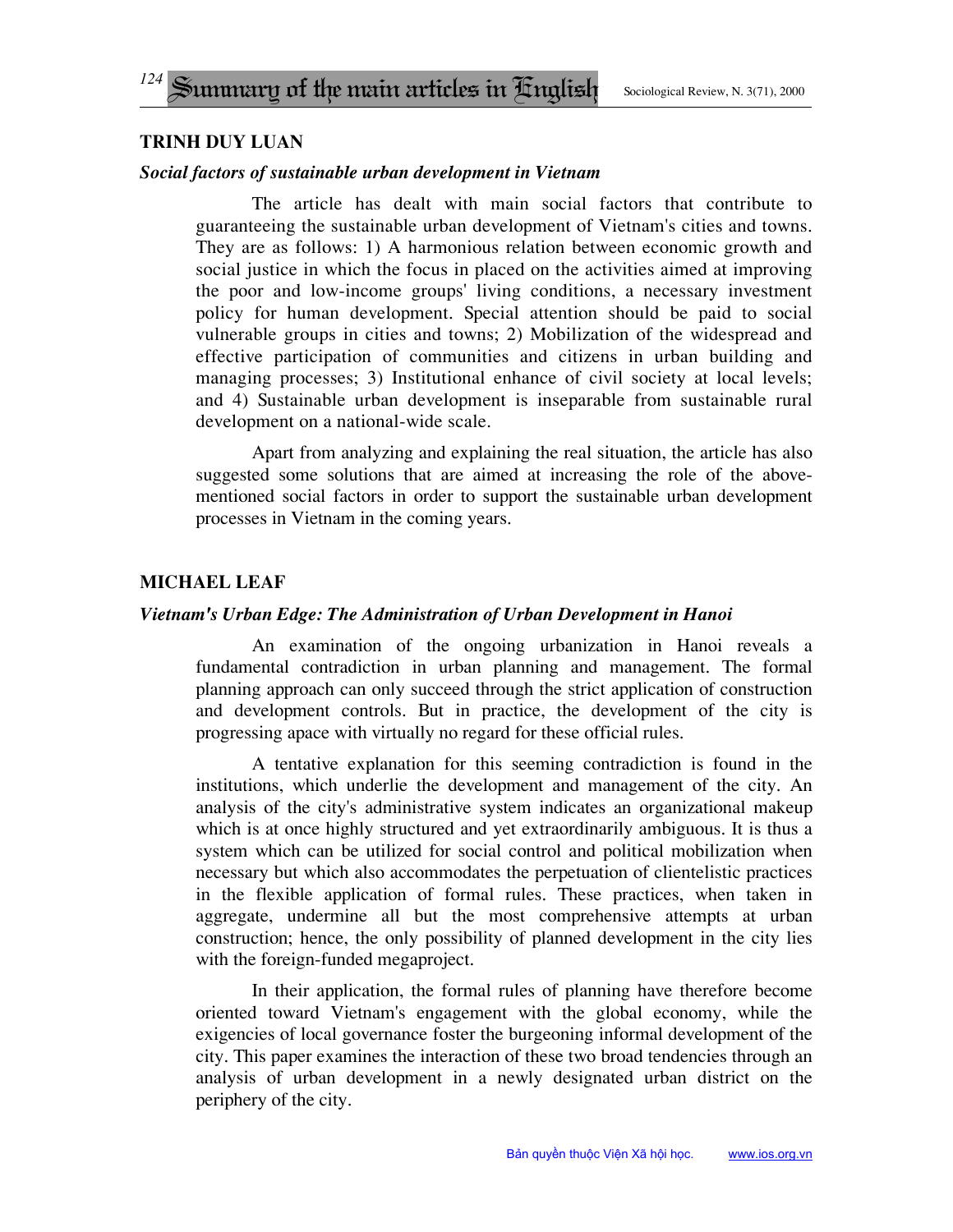## TRINH DUY LUAN

### *Social factors of sustainable urban development in Vietnam*

The article has dealt with main social factors that contribute to guaranteeing the sustainable urban development of Vietnam's cities and towns. They are as follows: 1) A harmonious relation between economic growth and social justice in which the focus in placed on the activities aimed at improving the poor and low-income groups' living conditions, a necessary investment policy for human development. Special attention should be paid to social vulnerable groups in cities and towns; 2) Mobilization of the widespread and effective participation of communities and citizens in urban building and managing processes; 3) Institutional enhance of civil society at local levels; and 4) Sustainable urban development is inseparable from sustainable rural development on a national-wide scale.

Apart from analyzing and explaining the real situation, the article has also suggested some solutions that are aimed at increasing the role of the above-mentioned social factors in order to support the sustainable urban development processes in Vietnam in the coming years.

## MICHAEL LEAF

### *Vietnam's Urban Edge: The Administration of Urban Development in Hanoi*

An examination of the ongoing urbanization in Hanoi reveals a fundamental contradiction in urban planning and management. The formal planning approach can only succeed through the strict application of construction and development controls. But in practice, the development of the city is progressing apace with virtually no regard for these official rules.

A tentative explanation for this seeming contradiction is found in the institutions, which underlie the development and management of the city. An analysis of the city's administrative system indicates an organizational makeup which is at once highly structured and yet extraordinarily ambiguous. It is thus a system which can be utilized for social control and political mobilization when necessary but which also accommodates the perpetuation of clientelistic practices in the flexible application of formal rules. These practices, when taken in aggregate, undermine all but the most comprehensive attempts at urban construction; hence, the only possibility of planned development in the city lies with the foreign-funded megaproject.

In their application, the formal rules of planning have therefore become oriented toward Vietnam's engagement with the global economy, while the exigencies of local governance foster the burgeoning informal development of the city. This paper examines the interaction of these two broad tendencies through an analysis of urban development in a newly designated urban district on the periphery of the city.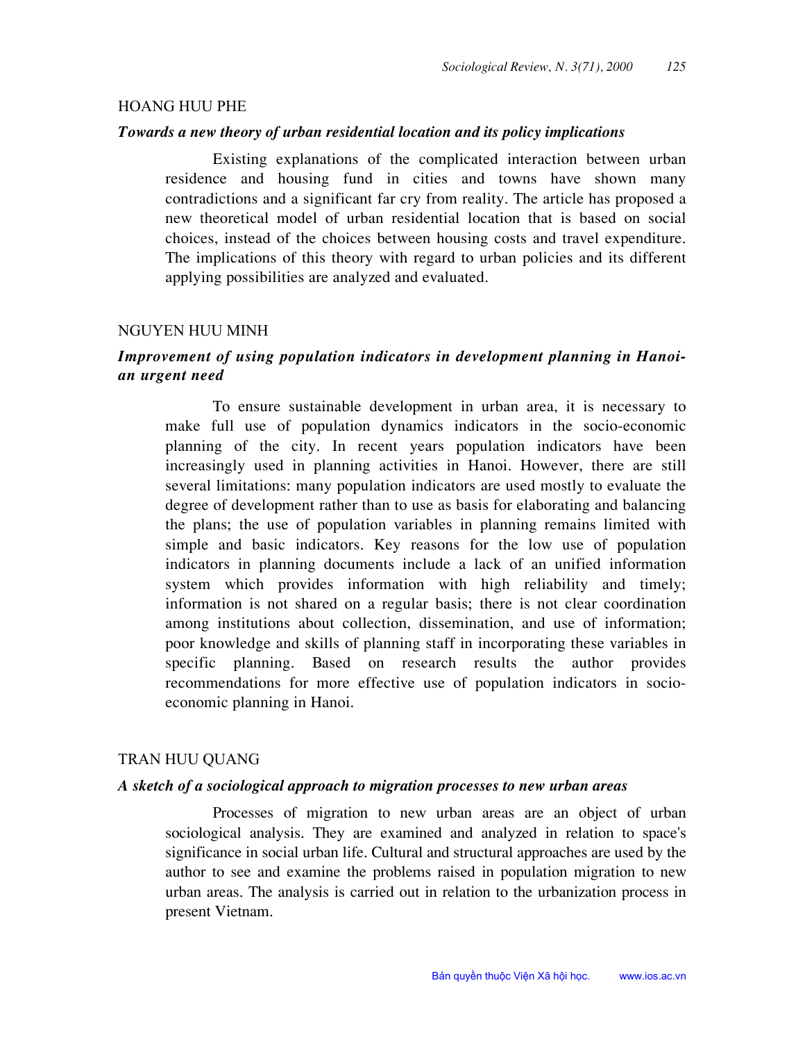HOANG HUU PHE

***Towards a new theory of urban residential location and its policy implications***

Existing explanations of the complicated interaction between urban residence and housing fund in cities and towns have shown many contradictions and a significant far cry from reality. The article has proposed a new theoretical model of urban residential location that is based on social choices, instead of the choices between housing costs and travel expenditure. The implications of this theory with regard to urban policies and its different applying possibilities are analyzed and evaluated.

NGUYEN HUU MINH

***Improvement of using population indicators in development planning in Hanoi-an urgent need***

To ensure sustainable development in urban area, it is necessary to make full use of population dynamics indicators in the socio-economic planning of the city. In recent years population indicators have been increasingly used in planning activities in Hanoi. However, there are still several limitations: many population indicators are used mostly to evaluate the degree of development rather than to use as basis for elaborating and balancing the plans; the use of population variables in planning remains limited with simple and basic indicators. Key reasons for the low use of population indicators in planning documents include a lack of an unified information system which provides information with high reliability and timely; information is not shared on a regular basis; there is not clear coordination among institutions about collection, dissemination, and use of information; poor knowledge and skills of planning staff in incorporating these variables in specific planning. Based on research results the author provides recommendations for more effective use of population indicators in socio-economic planning in Hanoi.

TRAN HUU QUANG

***A sketch of a sociological approach to migration processes to new urban areas***

Processes of migration to new urban areas are an object of urban sociological analysis. They are examined and analyzed in relation to space's significance in social urban life. Cultural and structural approaches are used by the author to see and examine the problems raised in population migration to new urban areas. The analysis is carried out in relation to the urbanization process in present Vietnam.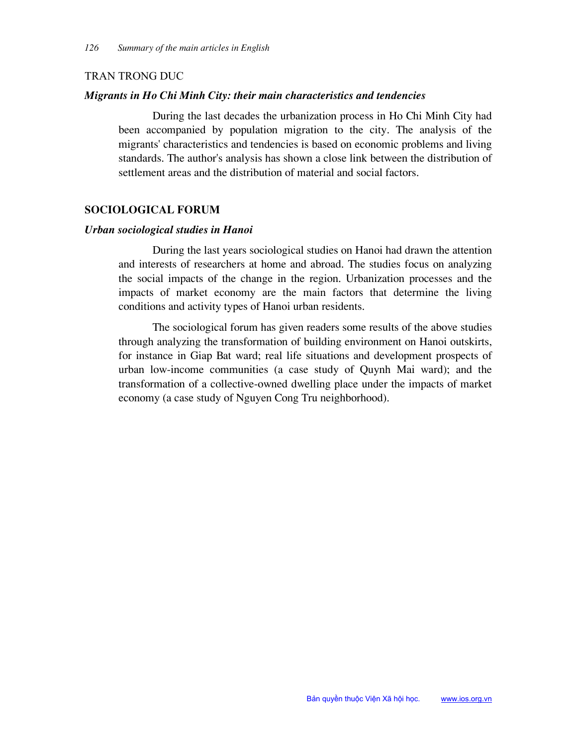TRAN TRONG DUC

***Migrants in Ho Chi Minh City: their main characteristics and tendencies***

During the last decades the urbanization process in Ho Chi Minh City had been accompanied by population migration to the city. The analysis of the migrants' characteristics and tendencies is based on economic problems and living standards. The author's analysis has shown a close link between the distribution of settlement areas and the distribution of material and social factors.

## SOCIOLOGICAL FORUM

***Urban sociological studies in Hanoi***

During the last years sociological studies on Hanoi had drawn the attention and interests of researchers at home and abroad. The studies focus on analyzing the social impacts of the change in the region. Urbanization processes and the impacts of market economy are the main factors that determine the living conditions and activity types of Hanoi urban residents.

The sociological forum has given readers some results of the above studies through analyzing the transformation of building environment on Hanoi outskirts, for instance in Giap Bat ward; real life situations and development prospects of urban low-income communities (a case study of Quynh Mai ward); and the transformation of a collective-owned dwelling place under the impacts of market economy (a case study of Nguyen Cong Tru neighborhood).